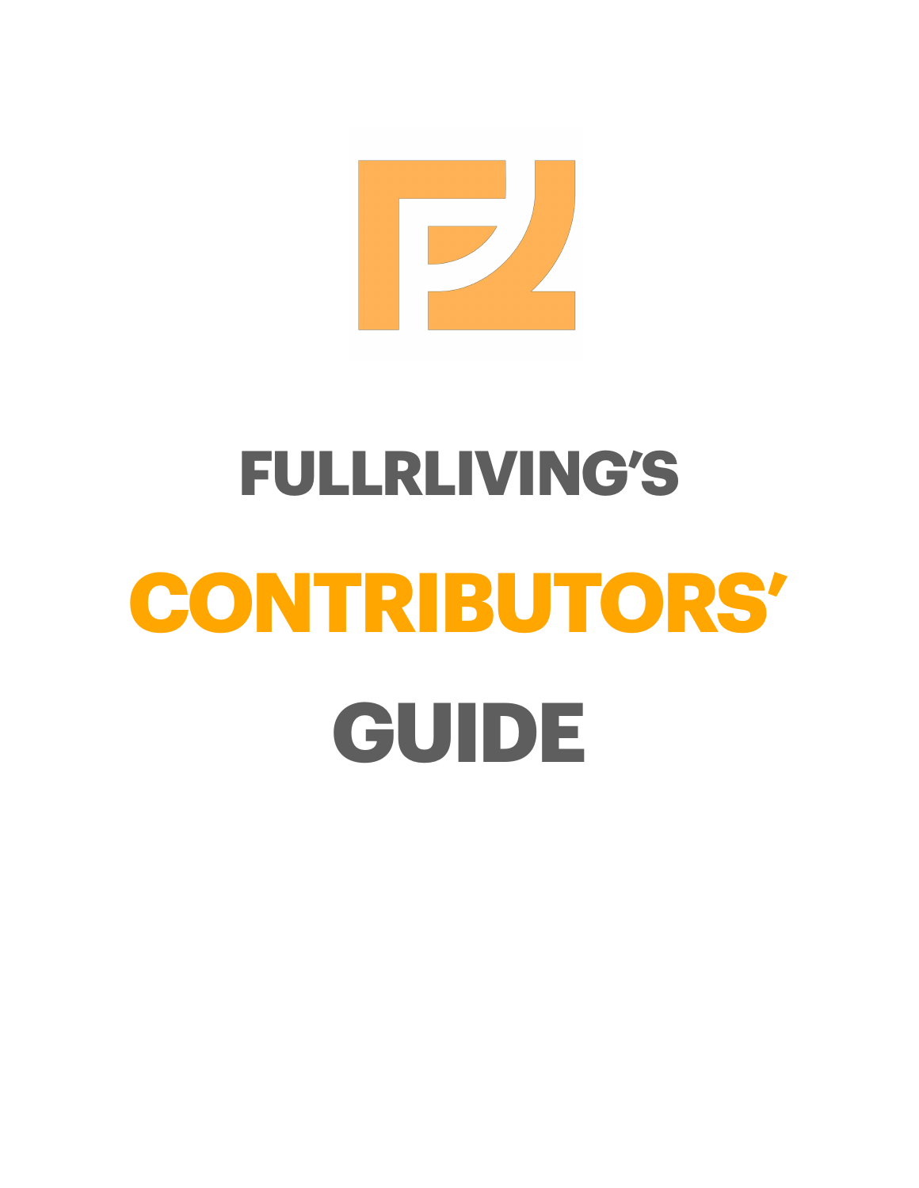# FULLRLIVING'S

# CONTRIBUTORS'

# GUIDE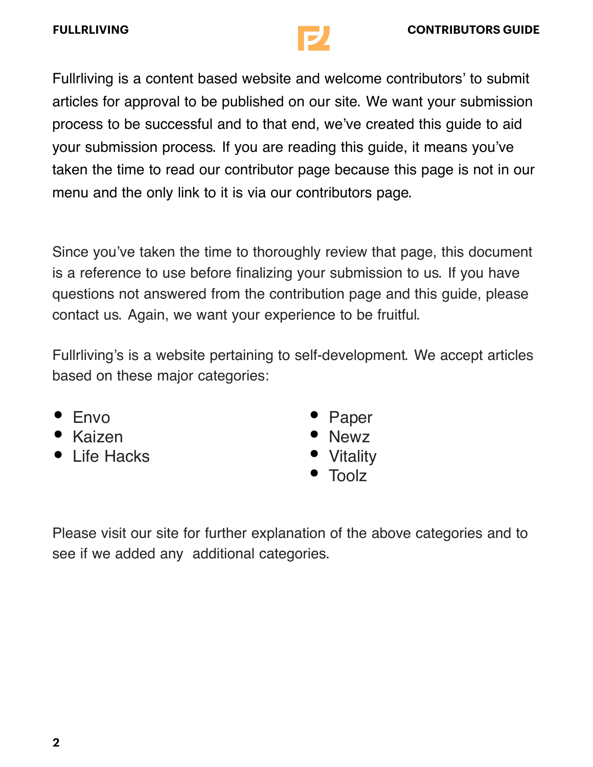Fullrliving is a content based website and welcome contributors' to submit articles for approval to be published on our site. We want your submission process to be successful and to that end, we've created this guide to aid your submission process. If you are reading this guide, it means you've taken the time to read our contributor page because this page is not in our menu and the only link to it is via our contributors page.

Since you've taken the time to thoroughly review that page, this document is a reference to use before finalizing your submission to us. If you have questions not answered from the contribution page and this guide, please contact us. Again, we want your experience to be fruitful.

Fullrliving's is a website pertaining to self-development. We accept articles based on these major categories:

- Envo
- Kaizen
- Life Hacks
- Paper
- Newz
- Vitality
- Toolz

Please visit our site for further explanation of the above categories and to see if we added any additional categories.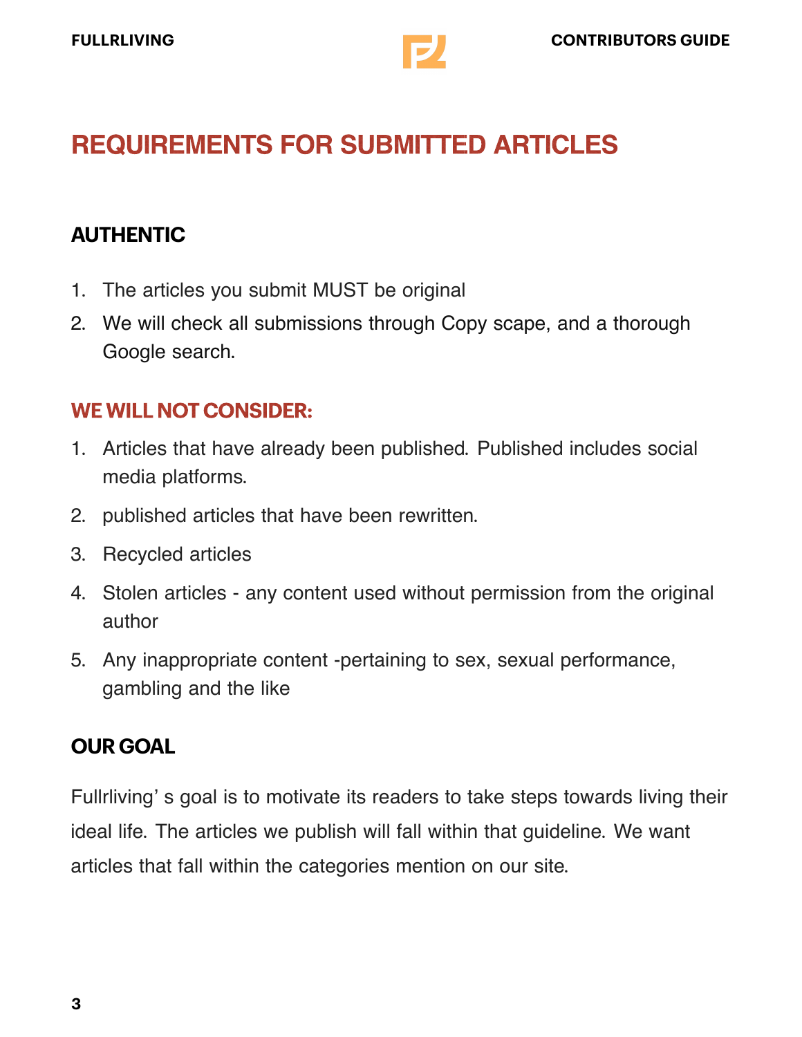# REQUIREMENTS FOR SUBMITTED ARTICLES

## AUTHENTIC

1. The articles you submit MUST be original
2. We will check all submissions through Copy scape, and a thorough Google search.

## WE WILL NOT CONSIDER:

1. Articles that have already been published. Published includes social media platforms.
2. published articles that have been rewritten.
3. Recycled articles
4. Stolen articles - any content used without permission from the original author
5. Any inappropriate content -pertaining to sex, sexual performance, gambling and the like

## OUR GOAL

Fullrliving' s goal is to motivate its readers to take steps towards living their ideal life. The articles we publish will fall within that guideline. We want articles that fall within the categories mention on our site.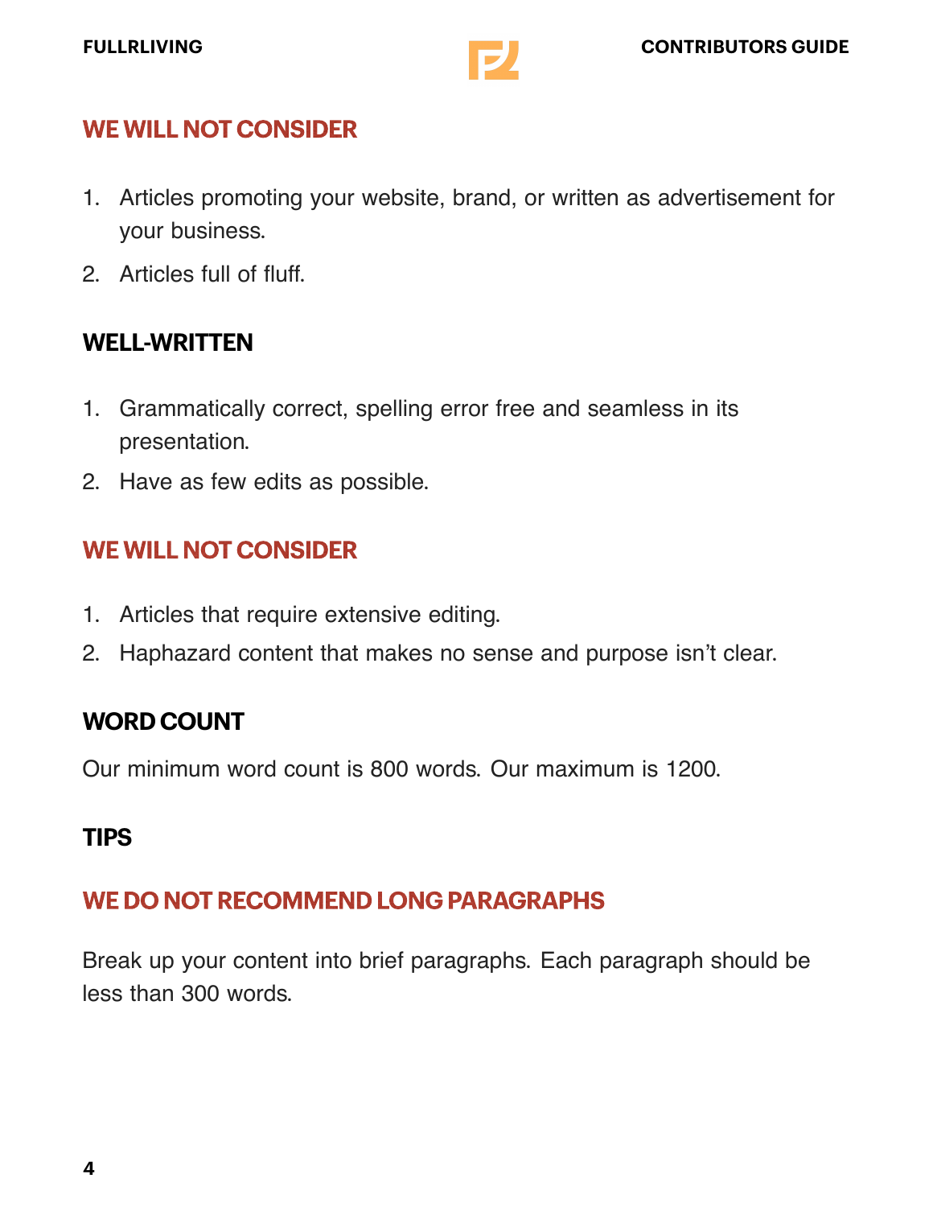## WE WILL NOT CONSIDER

1. Articles promoting your website, brand, or written as advertisement for your business.
2. Articles full of fluff.

## WELL-WRITTEN

1. Grammatically correct, spelling error free and seamless in its presentation.
2. Have as few edits as possible.

## WE WILL NOT CONSIDER

1. Articles that require extensive editing.
2. Haphazard content that makes no sense and purpose isn't clear.

## WORD COUNT

Our minimum word count is 800 words. Our maximum is 1200.

## TIPS

## WE DO NOT RECOMMEND LONG PARAGRAPHS

Break up your content into brief paragraphs. Each paragraph should be less than 300 words.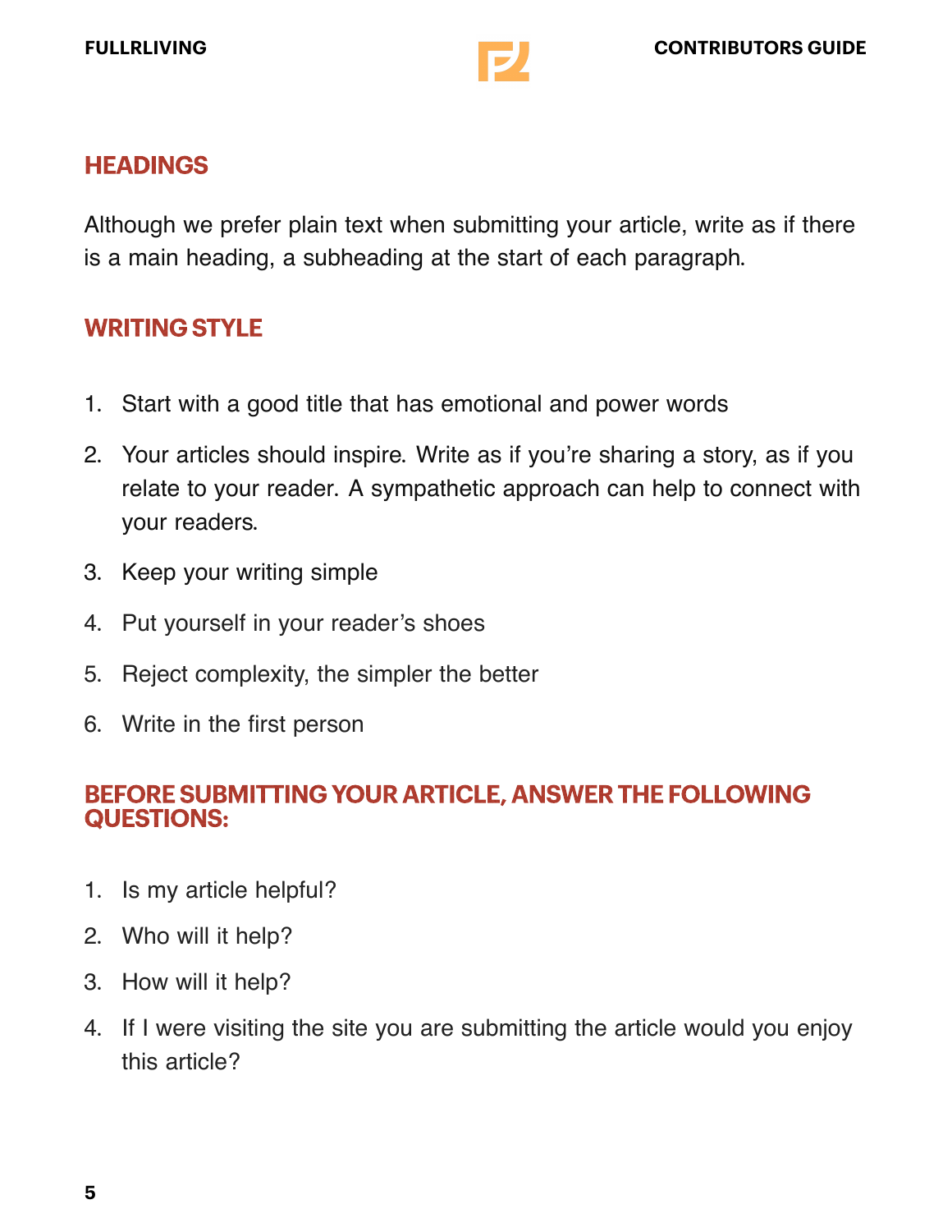## HEADINGS

Although we prefer plain text when submitting your article, write as if there is a main heading, a subheading at the start of each paragraph.

## WRITING STYLE

1. Start with a good title that has emotional and power words
2. Your articles should inspire. Write as if you're sharing a story, as if you relate to your reader. A sympathetic approach can help to connect with your readers.
3. Keep your writing simple
4. Put yourself in your reader's shoes
5. Reject complexity, the simpler the better
6. Write in the first person

## BEFORE SUBMITTING YOUR ARTICLE, ANSWER THE FOLLOWING QUESTIONS:

1. Is my article helpful?
2. Who will it help?
3. How will it help?
4. If I were visiting the site you are submitting the article would you enjoy this article?